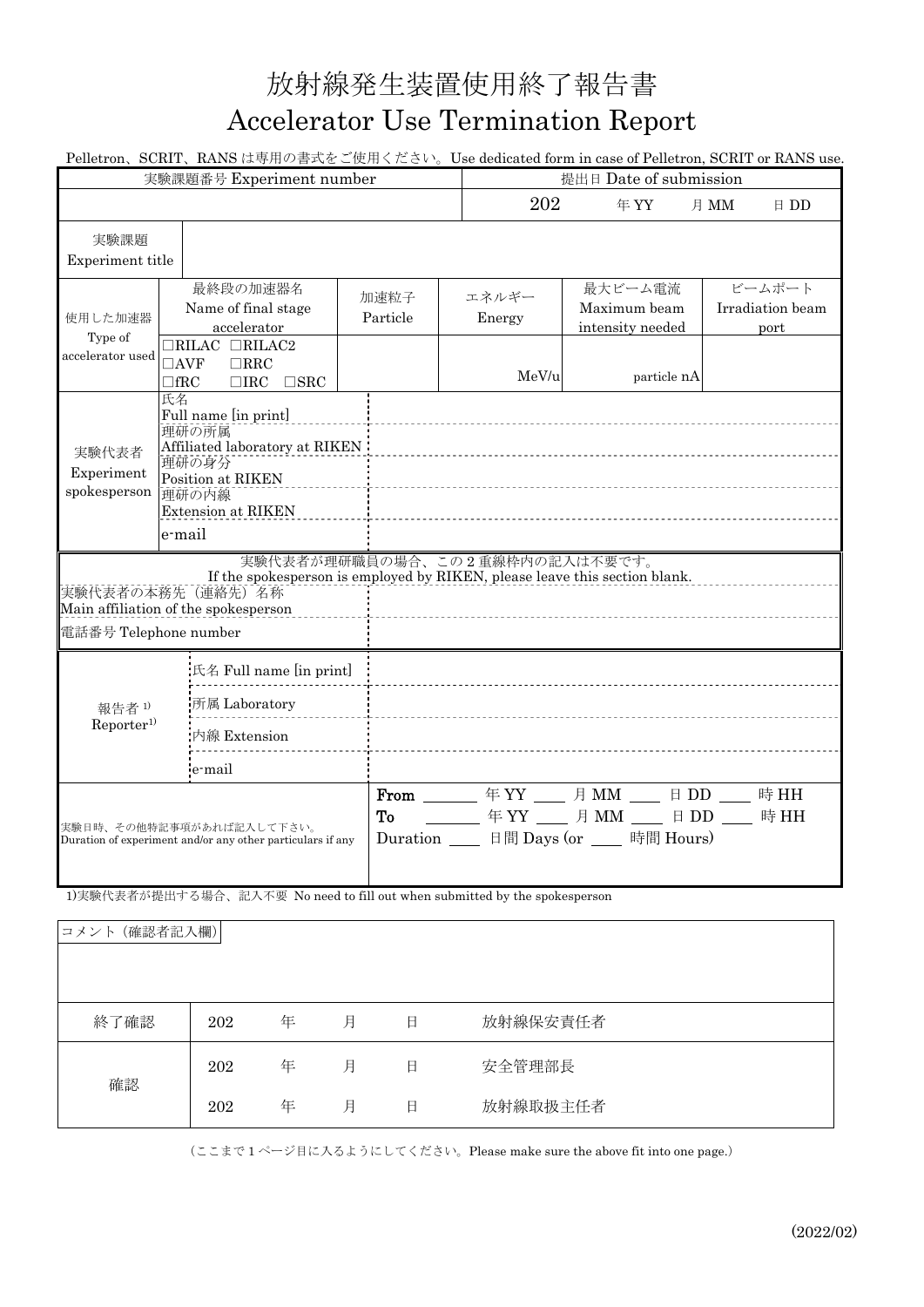# 放射線発生装置使用終了報告書
# Accelerator Use Termination Report

Pelletron、SCRIT、RANS は専用の書式をご使用ください。Use dedicated form in case of Pelletron, SCRIT or RANS use.

| 実験課題番号 Experiment number | | | | 提出日 Date of submission | | |
|---|---|---|---|---|---|---|
| | | | | 202　年 YY　月 MM　日 DD | | |
| 実験課題 Experiment title | | | | | | |
| 使用した加速器 Type of accelerator used | 最終段の加速器名 Name of final stage accelerator | 加速粒子 Particle | エネルギー Energy | 最大ビーム電流 Maximum beam intensity needed | ビームポート Irradiation beam port | |
| | □RILAC □RILAC2 □AVF □RRC □fRC □IRC □SRC | | MeV/u | particle nA | | |

| 実験代表者 Experiment spokesperson | |
|---|---|
| 氏名 Full name [in print] | |
| 理研の所属 Affiliated laboratory at RIKEN | |
| 理研の身分 Position at RIKEN | |
| 理研の内線 Extension at RIKEN | |
| e-mail | |

実験代表者が理研職員の場合、この 2 重線枠内の記入は不要です。
If the spokesperson is employed by RIKEN, please leave this section blank.

| | |
|---|---|
| 実験代表者の本務先（連絡先）名称 Main affiliation of the spokesperson | |
| 電話番号 Telephone number | |

| 報告者 [1] Reporter[1] | |
|---|---|
| 氏名 Full name [in print] | |
| 所属 Laboratory | |
| 内線 Extension | |
| e-mail | |

| 実験日時、その他特記事項があれば記入して下さい。 Duration of experiment and/or any other particulars if any | From ____ 年 YY ___ 月 MM ___ 日 DD ___ 時 HH<br>To ____ 年 YY ___ 月 MM ___ 日 DD ___ 時 HH<br>Duration ___ 日間 Days (or ___ 時間 Hours) |
|---|---|

1)実験代表者が提出する場合、記入不要 No need to fill out when submitted by the spokesperson

| コメント（確認者記入欄） | | | | | |
|---|---|---|---|---|---|
| | | | | | |
| 終了確認 | 202 | 年 | 月 | 日 | 放射線保安責任者 |
| 確認 | 202 | 年 | 月 | 日 | 安全管理部長 |
| | 202 | 年 | 月 | 日 | 放射線取扱主任者 |

（ここまで 1 ページ目に入るようにしてください。Please make sure the above fit into one page.）

(2022/02)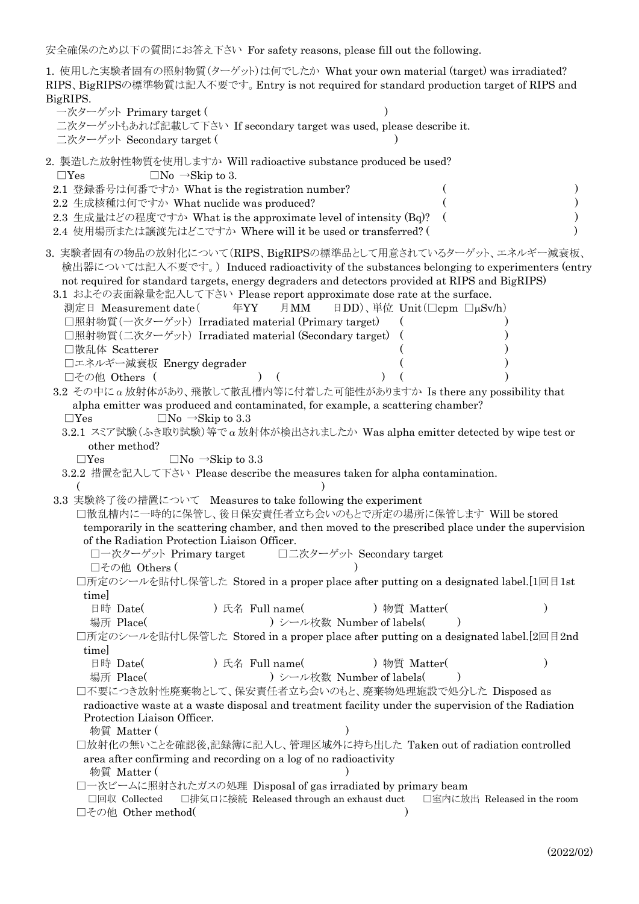安全確保のため以下の質問にお答え下さい For safety reasons, please fill out the following.

1. 使用した実験者固有の照射物質(ターゲット)は何でしたか What your own material (target) was irradiated? RIPS、BigRIPSの標準物質は記入不要です。Entry is not required for standard production target of RIPS and BigRIPS.

一次ターゲット Primary target ( )

二次ターゲットもあれば記載して下さい If secondary target was used, please describe it.

二次ターゲット Secondary target ( )

2. 製造した放射性物質を使用しますか Will radioactive substance produced be used?

□Yes □No →Skip to 3.

2.1 登録番号は何番ですか What is the registration number? ( )

2.2 生成核種は何ですか What nuclide was produced? ( )

2.3 生成量はどの程度ですか What is the approximate level of intensity (Bq)? ( )

2.4 使用場所または譲渡先はどこですか Where will it be used or transferred? ( )

3. 実験者固有の物品の放射化について(RIPS、BigRIPSの標準品として用意されているターゲット、エネルギー減衰板、検出器については記入不要です。) Induced radioactivity of the substances belonging to experimenters (entry not required for standard targets, energy degraders and detectors provided at RIPS and BigRIPS)

3.1 およその表面線量を記入して下さい Please report approximate dose rate at the surface.

測定日 Measurement date( 年YY 月MM 日DD)、単位 Unit(□cpm □μSv/h)

□照射物質(一次ターゲット) Irradiated material (Primary target) ( )

□照射物質(二次ターゲット) Irradiated material (Secondary target) ( )

□散乱体 Scatterer ( )

□エネルギー減衰板 Energy degrader ( )

□その他 Others ( ) ( ) ( )

3.2 その中にα放射体があり、飛散して散乱槽内等に付着した可能性がありますか Is there any possibility that alpha emitter was produced and contaminated, for example, a scattering chamber?

□Yes □No →Skip to 3.3

3.2.1 スミア試験(ふき取り試験)等でα放射体が検出されましたか Was alpha emitter detected by wipe test or other method?

□Yes □No →Skip to 3.3

3.2.2 措置を記入して下さい Please describe the measures taken for alpha contamination.

( )

3.3 実験終了後の措置について Measures to take following the experiment

□散乱槽内に一時的に保管し、後日保安責任者立ち会いのもとで所定の場所に保管します Will be stored temporarily in the scattering chamber, and then moved to the prescribed place under the supervision of the Radiation Protection Liaison Officer.

□一次ターゲット Primary target □二次ターゲット Secondary target

□その他 Others ( )

□所定のシールを貼付し保管した Stored in a proper place after putting on a designated label.[1回目1st time]

日時 Date( ) 氏名 Full name( ) 物質 Matter( )

場所 Place( ) シール枚数 Number of labels( )

□所定のシールを貼付し保管した Stored in a proper place after putting on a designated label.[2回目2nd time]

日時 Date( ) 氏名 Full name( ) 物質 Matter( )

場所 Place( ) シール枚数 Number of labels( )

□不要につき放射性廃棄物として、保安責任者立ち会いのもと、廃棄物処理施設で処分した Disposed as radioactive waste at a waste disposal and treatment facility under the supervision of the Radiation Protection Liaison Officer.

物質 Matter ( )

□放射化の無いことを確認後,記録簿に記入し、管理区域外に持ち出した Taken out of radiation controlled area after confirming and recording on a log of no radioactivity

物質 Matter ( )

□一次ビームに照射されたガスの処理 Disposal of gas irradiated by primary beam

□回収 Collected □排気口に接続 Released through an exhaust duct □室内に放出 Released in the room

□その他 Other method( )

(2022/02)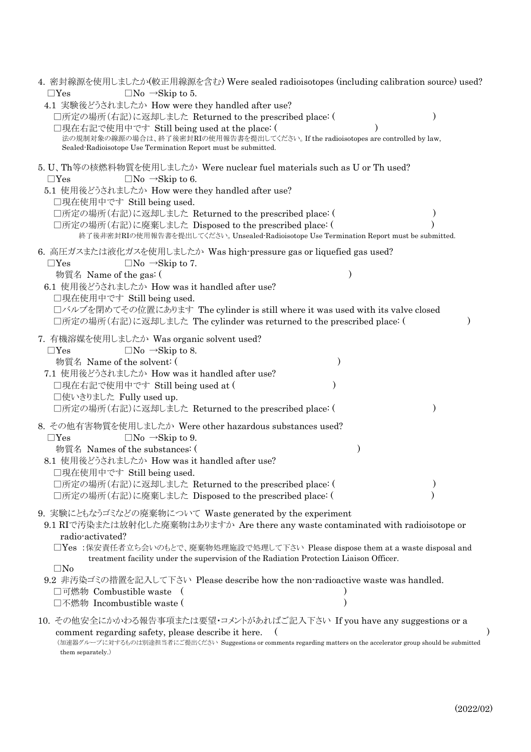4. 密封線源を使用しましたか(較正用線源を含む) Were sealed radioisotopes (including calibration source) used?
   □Yes　　　　□No →Skip to 5.
   - 4.1 実験後どうされましたか How were they handled after use?
     - □所定の場所(右記)に返却しました Returned to the prescribed place: (　　　　　　　　)
     - □現在右記で使用中です Still being used at the place: (　　　　　　　　)
     
     法の規制対象の線源の場合は、終了後密封RIの使用報告書を提出してください。If the radioisotopes are controlled by law, Sealed-Radioisotope Use Termination Report must be submitted.

5. U、Th等の核燃料物質を使用しましたか Were nuclear fuel materials such as U or Th used?
   □Yes　　　　□No →Skip to 6.
   - 5.1 使用後どうされましたか How were they handled after use?
     - □現在使用中です Still being used.
     - □所定の場所(右記)に返却しました Returned to the prescribed place: (　　　　　　　　)
     - □所定の場所(右記)に廃棄しました Disposed to the prescribed place: (　　　　　　　　)
     
     終了後非密封RIの使用報告書を提出してください。Unsealed-Radioisotope Use Termination Report must be submitted.

6. 高圧ガスまたは液化ガスを使用しましたか Was high-pressure gas or liquefied gas used?
   □Yes　　　　□No →Skip to 7.
   物質名 Name of the gas: (　　　　　　　　)
   - 6.1 使用後どうされましたか How was it handled after use?
     - □現在使用中です Still being used.
     - □バルブを閉めてその位置にあります The cylinder is still where it was used with its valve closed
     - □所定の場所(右記)に返却しました The cylinder was returned to the prescribed place: (　　　　　　　　)

7. 有機溶媒を使用しましたか Was organic solvent used?
   □Yes　　　　□No →Skip to 8.
   物質名 Name of the solvent: (　　　　　　　　)
   - 7.1 使用後どうされましたか How was it handled after use?
     - □現在右記で使用中です Still being used at (　　　　　　　　)
     - □使いきりました Fully used up.
     - □所定の場所(右記)に返却しました Returned to the prescribed place: (　　　　　　　　)

8. その他有害物質を使用しましたか Were other hazardous substances used?
   □Yes　　　　□No →Skip to 9.
   物質名 Names of the substances: (　　　　　　　　)
   - 8.1 使用後どうされましたか How was it handled after use?
     - □現在使用中です Still being used.
     - □所定の場所(右記)に返却しました Returned to the prescribed place: (　　　　　　　　)
     - □所定の場所(右記)に廃棄しました Disposed to the prescribed place: (　　　　　　　　)

9. 実験にともなうゴミなどの廃棄物について Waste generated by the experiment
   - 9.1 RIで汚染または放射化した廃棄物はありますか Are there any waste contaminated with radioisotope or radio-activated?
     - □Yes :保安責任者立ち会いのもとで、廃棄物処理施設で処理して下さい Please dispose them at a waste disposal and treatment facility under the supervision of the Radiation Protection Liaison Officer.
     - □No
   - 9.2 非汚染ゴミの措置を記入して下さい Please describe how the non-radioactive waste was handled.
     - □可燃物 Combustible waste (　　　　　　　　)
     - □不燃物 Incombustible waste (　　　　　　　　)

10. その他安全にかかわる報告事項または要望・コメントがあればご記入下さい If you have any suggestions or a comment regarding safety, please describe it here. (　　　　　　　　)
    
    (加速器グループに対するものは別途担当者にご提出ください Suggestions or comments regarding matters on the accelerator group should be submitted them separately.)

(2022/02)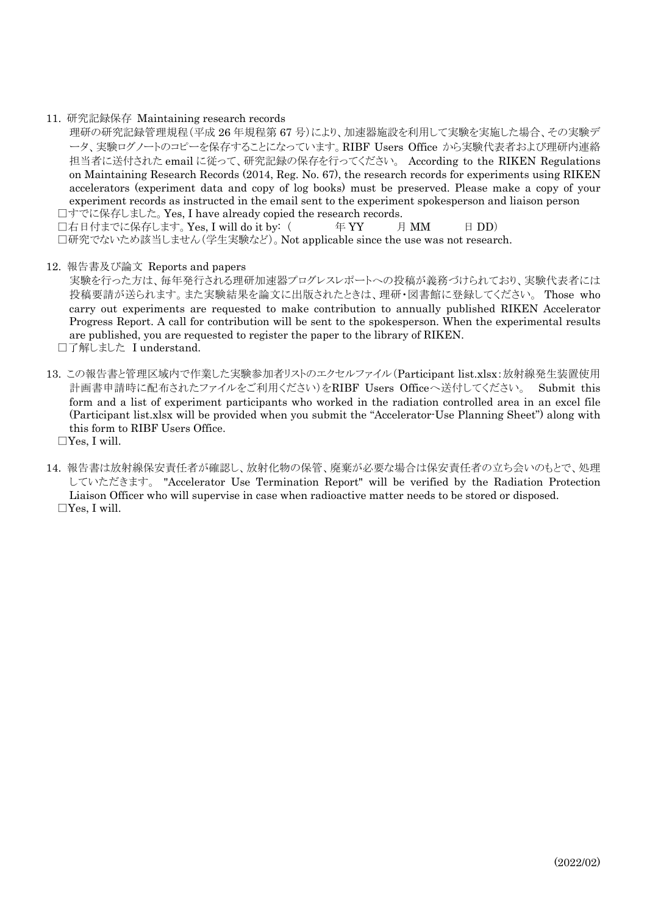11. 研究記録保存 Maintaining research records

   理研の研究記録管理規程（平成 26 年規程第 67 号）により、加速器施設を利用して実験を実施した場合、その実験データ、実験ログノートのコピーを保存することになっています。RIBF Users Office から実験代表者および理研内連絡担当者に送付された email に従って、研究記録の保存を行ってください。 According to the RIKEN Regulations on Maintaining Research Records (2014, Reg. No. 67), the research records for experiments using RIKEN accelerators (experiment data and copy of log books) must be preserved. Please make a copy of your experiment records as instructed in the email sent to the experiment spokesperson and liaison person

   □すでに保存しました。Yes, I have already copied the research records.

   □右日付までに保存します。Yes, I will do it by: (　　　年 YY　　月 MM　　日 DD)

   □研究でないため該当しません（学生実験など）。Not applicable since the use was not research.

12. 報告書及び論文 Reports and papers

   実験を行った方は、毎年発行される理研加速器プログレスレポートへの投稿が義務づけられており、実験代表者には投稿要請が送られます。また実験結果を論文に出版されたときは、理研・図書館に登録してください。 Those who carry out experiments are requested to make contribution to annually published RIKEN Accelerator Progress Report. A call for contribution will be sent to the spokesperson. When the experimental results are published, you are requested to register the paper to the library of RIKEN.

   □了解しました I understand.

13. この報告書と管理区域内で作業した実験参加者リストのエクセルファイル（Participant list.xlsx：放射線発生装置使用計画書申請時に配布されたファイルをご利用ください）をRIBF Users Officeへ送付してください。 Submit this form and a list of experiment participants who worked in the radiation controlled area in an excel file (Participant list.xlsx will be provided when you submit the "Accelerator-Use Planning Sheet") along with this form to RIBF Users Office.

   □Yes, I will.

14. 報告書は放射線保安責任者が確認し、放射化物の保管、廃棄が必要な場合は保安責任者の立ち会いのもとで、処理していただきます。 "Accelerator Use Termination Report" will be verified by the Radiation Protection Liaison Officer who will supervise in case when radioactive matter needs to be stored or disposed.

   □Yes, I will.

(2022/02)